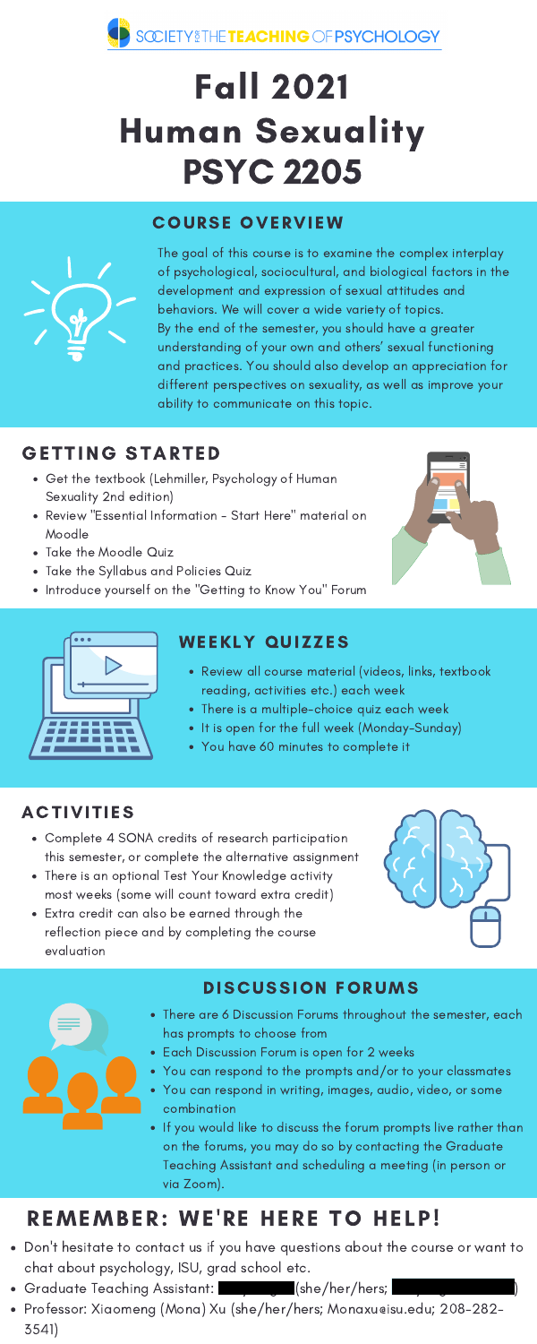SOCIETY FOR THE TEACHING OF PSYCHOLOGY

# Fall 2021 Human Sexuality PSYC 2205

## COURSE OVERVIEW

The goal of this course is to examine the complex interplay of psychological, sociocultural, and biological factors in the development and expression of sexual attitudes and behaviors. We will cover a wide variety of topics. By the end of the semester, you should have a greater understanding of your own and others' sexual functioning and practices. You should also develop an appreciation for different perspectives on sexuality, as well as improve your ability to communicate on this topic.

## GETTING STARTED

- Get the textbook (Lehmiller, Psychology of Human Sexuality 2nd edition)
- Review "Essential Information - Start Here" material on Moodle
- Take the Moodle Quiz
- Take the Syllabus and Policies Quiz
- Introduce yourself on the "Getting to Know You" Forum

## WEEKLY QUIZZES

- Review all course material (videos, links, textbook reading, activities etc.) each week
- There is a multiple-choice quiz each week
- It is open for the full week (Monday-Sunday)
- You have 60 minutes to complete it

## ACTIVITIES

- Complete 4 SONA credits of research participation this semester, or complete the alternative assignment
- There is an optional Test Your Knowledge activity most weeks (some will count toward extra credit)
- Extra credit can also be earned through the reflection piece and by completing the course evaluation

## DISCUSSION FORUMS

- There are 6 Discussion Forums throughout the semester, each has prompts to choose from
- Each Discussion Forum is open for 2 weeks
- You can respond to the prompts and/or to your classmates
- You can respond in writing, images, audio, video, or some combination
- If you would like to discuss the forum prompts live rather than on the forums, you may do so by contacting the Graduate Teaching Assistant and scheduling a meeting (in person or via Zoom).

## REMEMBER: WE'RE HERE TO HELP!

- Don't hesitate to contact us if you have questions about the course or want to chat about psychology, ISU, grad school etc.
- Graduate Teaching Assistant: [redacted] (she/her/hers; [redacted])
- Professor: Xiaomeng (Mona) Xu (she/her/hers; Monaxu@isu.edu; 208-282-3541)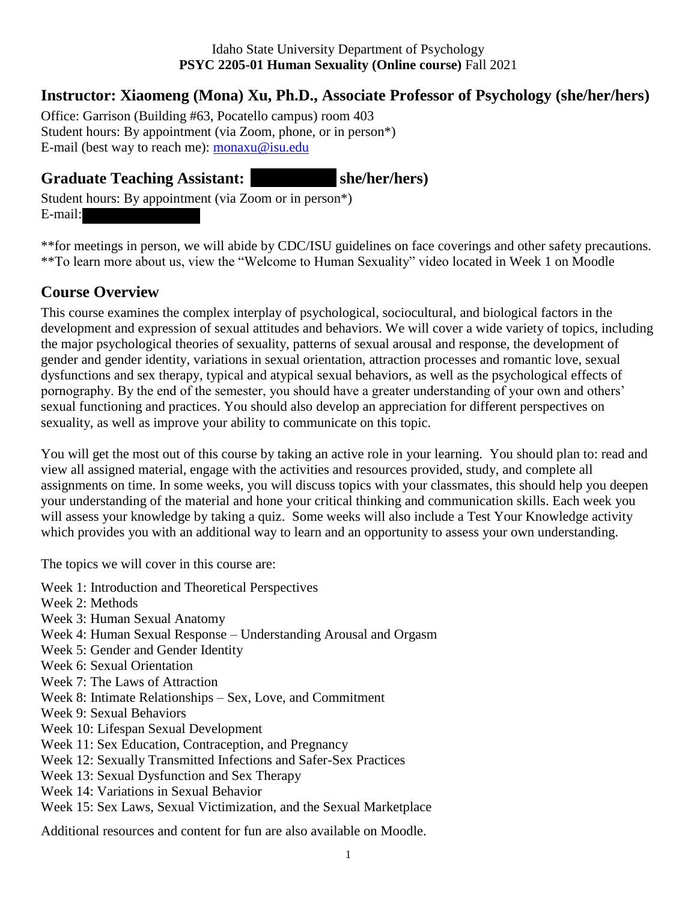Idaho State University Department of Psychology
**PSYC 2205-01 Human Sexuality (Online course)** Fall 2021

## Instructor: Xiaomeng (Mona) Xu, Ph.D., Associate Professor of Psychology (she/her/hers)

Office: Garrison (Building #63, Pocatello campus) room 403
Student hours: By appointment (via Zoom, phone, or in person*)
E-mail (best way to reach me): monaxu@isu.edu

## Graduate Teaching Assistant: she/her/hers)

Student hours: By appointment (via Zoom or in person*)
E-mail:

**for meetings in person, we will abide by CDC/ISU guidelines on face coverings and other safety precautions.
**To learn more about us, view the "Welcome to Human Sexuality" video located in Week 1 on Moodle

## Course Overview

This course examines the complex interplay of psychological, sociocultural, and biological factors in the development and expression of sexual attitudes and behaviors. We will cover a wide variety of topics, including the major psychological theories of sexuality, patterns of sexual arousal and response, the development of gender and gender identity, variations in sexual orientation, attraction processes and romantic love, sexual dysfunctions and sex therapy, typical and atypical sexual behaviors, as well as the psychological effects of pornography. By the end of the semester, you should have a greater understanding of your own and others' sexual functioning and practices. You should also develop an appreciation for different perspectives on sexuality, as well as improve your ability to communicate on this topic.

You will get the most out of this course by taking an active role in your learning. You should plan to: read and view all assigned material, engage with the activities and resources provided, study, and complete all assignments on time. In some weeks, you will discuss topics with your classmates, this should help you deepen your understanding of the material and hone your critical thinking and communication skills. Each week you will assess your knowledge by taking a quiz. Some weeks will also include a Test Your Knowledge activity which provides you with an additional way to learn and an opportunity to assess your own understanding.

The topics we will cover in this course are:

- Week 1: Introduction and Theoretical Perspectives
- Week 2: Methods
- Week 3: Human Sexual Anatomy
- Week 4: Human Sexual Response – Understanding Arousal and Orgasm
- Week 5: Gender and Gender Identity
- Week 6: Sexual Orientation
- Week 7: The Laws of Attraction
- Week 8: Intimate Relationships – Sex, Love, and Commitment
- Week 9: Sexual Behaviors
- Week 10: Lifespan Sexual Development
- Week 11: Sex Education, Contraception, and Pregnancy
- Week 12: Sexually Transmitted Infections and Safer-Sex Practices
- Week 13: Sexual Dysfunction and Sex Therapy
- Week 14: Variations in Sexual Behavior
- Week 15: Sex Laws, Sexual Victimization, and the Sexual Marketplace

Additional resources and content for fun are also available on Moodle.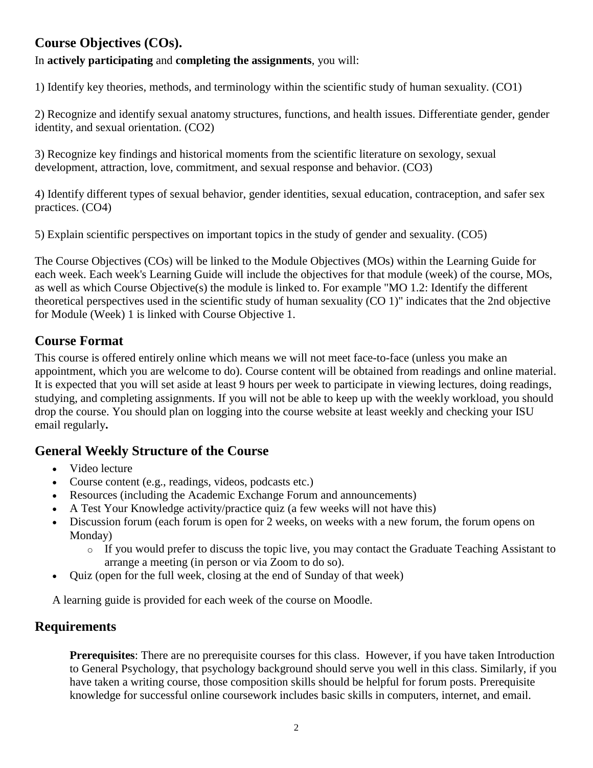## Course Objectives (COs).

In **actively participating** and **completing the assignments**, you will:

1) Identify key theories, methods, and terminology within the scientific study of human sexuality. (CO1)

2) Recognize and identify sexual anatomy structures, functions, and health issues. Differentiate gender, gender identity, and sexual orientation. (CO2)

3) Recognize key findings and historical moments from the scientific literature on sexology, sexual development, attraction, love, commitment, and sexual response and behavior. (CO3)

4) Identify different types of sexual behavior, gender identities, sexual education, contraception, and safer sex practices. (CO4)

5) Explain scientific perspectives on important topics in the study of gender and sexuality. (CO5)

The Course Objectives (COs) will be linked to the Module Objectives (MOs) within the Learning Guide for each week. Each week's Learning Guide will include the objectives for that module (week) of the course, MOs, as well as which Course Objective(s) the module is linked to. For example "MO 1.2: Identify the different theoretical perspectives used in the scientific study of human sexuality (CO 1)" indicates that the 2nd objective for Module (Week) 1 is linked with Course Objective 1.

## Course Format

This course is offered entirely online which means we will not meet face-to-face (unless you make an appointment, which you are welcome to do). Course content will be obtained from readings and online material. It is expected that you will set aside at least 9 hours per week to participate in viewing lectures, doing readings, studying, and completing assignments. If you will not be able to keep up with the weekly workload, you should drop the course. You should plan on logging into the course website at least weekly and checking your ISU email regularly**.**

## General Weekly Structure of the Course

- Video lecture
- Course content (e.g., readings, videos, podcasts etc.)
- Resources (including the Academic Exchange Forum and announcements)
- A Test Your Knowledge activity/practice quiz (a few weeks will not have this)
- Discussion forum (each forum is open for 2 weeks, on weeks with a new forum, the forum opens on Monday)
  - If you would prefer to discuss the topic live, you may contact the Graduate Teaching Assistant to arrange a meeting (in person or via Zoom to do so).
- Quiz (open for the full week, closing at the end of Sunday of that week)

A learning guide is provided for each week of the course on Moodle.

## Requirements

**Prerequisites**: There are no prerequisite courses for this class. However, if you have taken Introduction to General Psychology, that psychology background should serve you well in this class. Similarly, if you have taken a writing course, those composition skills should be helpful for forum posts. Prerequisite knowledge for successful online coursework includes basic skills in computers, internet, and email.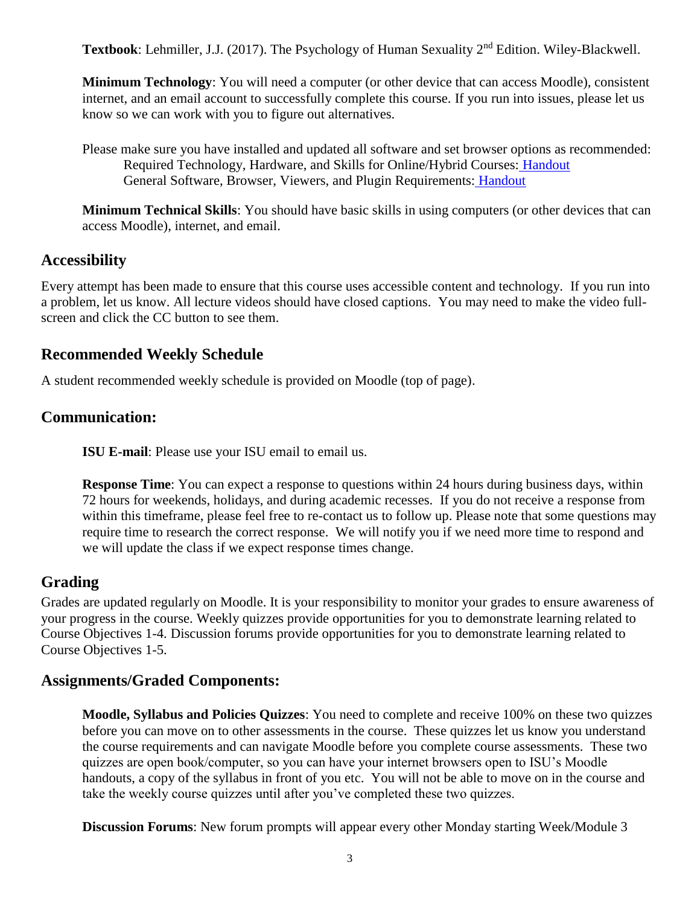**Textbook**: Lehmiller, J.J. (2017). The Psychology of Human Sexuality 2nd Edition. Wiley-Blackwell.

**Minimum Technology**: You will need a computer (or other device that can access Moodle), consistent internet, and an email account to successfully complete this course. If you run into issues, please let us know so we can work with you to figure out alternatives.

Please make sure you have installed and updated all software and set browser options as recommended:
Required Technology, Hardware, and Skills for Online/Hybrid Courses: Handout
General Software, Browser, Viewers, and Plugin Requirements: Handout

**Minimum Technical Skills**: You should have basic skills in using computers (or other devices that can access Moodle), internet, and email.

## Accessibility

Every attempt has been made to ensure that this course uses accessible content and technology. If you run into a problem, let us know. All lecture videos should have closed captions. You may need to make the video full-screen and click the CC button to see them.

## Recommended Weekly Schedule

A student recommended weekly schedule is provided on Moodle (top of page).

## Communication:

**ISU E-mail**: Please use your ISU email to email us.

**Response Time**: You can expect a response to questions within 24 hours during business days, within 72 hours for weekends, holidays, and during academic recesses. If you do not receive a response from within this timeframe, please feel free to re-contact us to follow up. Please note that some questions may require time to research the correct response. We will notify you if we need more time to respond and we will update the class if we expect response times change.

## Grading

Grades are updated regularly on Moodle. It is your responsibility to monitor your grades to ensure awareness of your progress in the course. Weekly quizzes provide opportunities for you to demonstrate learning related to Course Objectives 1-4. Discussion forums provide opportunities for you to demonstrate learning related to Course Objectives 1-5.

## Assignments/Graded Components:

**Moodle, Syllabus and Policies Quizzes**: You need to complete and receive 100% on these two quizzes before you can move on to other assessments in the course. These quizzes let us know you understand the course requirements and can navigate Moodle before you complete course assessments. These two quizzes are open book/computer, so you can have your internet browsers open to ISU's Moodle handouts, a copy of the syllabus in front of you etc. You will not be able to move on in the course and take the weekly course quizzes until after you've completed these two quizzes.

**Discussion Forums**: New forum prompts will appear every other Monday starting Week/Module 3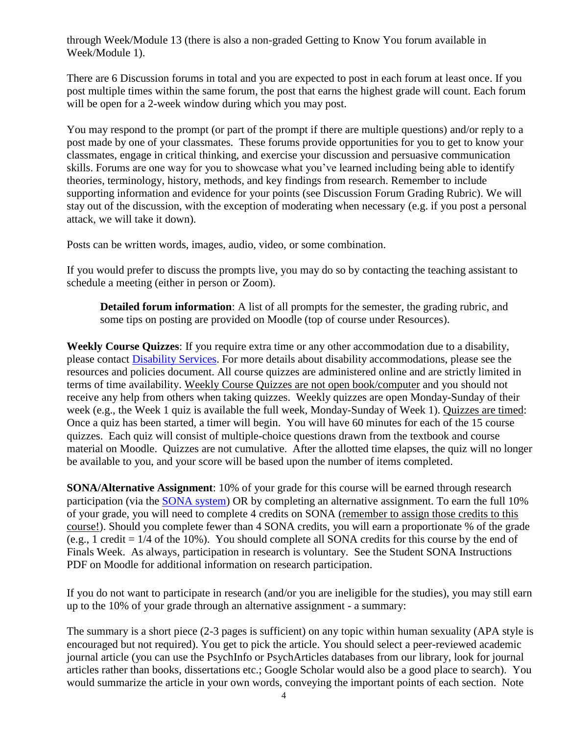through Week/Module 13 (there is also a non-graded Getting to Know You forum available in Week/Module 1).

There are 6 Discussion forums in total and you are expected to post in each forum at least once. If you post multiple times within the same forum, the post that earns the highest grade will count. Each forum will be open for a 2-week window during which you may post.

You may respond to the prompt (or part of the prompt if there are multiple questions) and/or reply to a post made by one of your classmates. These forums provide opportunities for you to get to know your classmates, engage in critical thinking, and exercise your discussion and persuasive communication skills. Forums are one way for you to showcase what you've learned including being able to identify theories, terminology, history, methods, and key findings from research. Remember to include supporting information and evidence for your points (see Discussion Forum Grading Rubric). We will stay out of the discussion, with the exception of moderating when necessary (e.g. if you post a personal attack, we will take it down).

Posts can be written words, images, audio, video, or some combination.

If you would prefer to discuss the prompts live, you may do so by contacting the teaching assistant to schedule a meeting (either in person or Zoom).

> **Detailed forum information**: A list of all prompts for the semester, the grading rubric, and some tips on posting are provided on Moodle (top of course under Resources).

**Weekly Course Quizzes**: If you require extra time or any other accommodation due to a disability, please contact Disability Services. For more details about disability accommodations, please see the resources and policies document. All course quizzes are administered online and are strictly limited in terms of time availability. Weekly Course Quizzes are not open book/computer and you should not receive any help from others when taking quizzes. Weekly quizzes are open Monday-Sunday of their week (e.g., the Week 1 quiz is available the full week, Monday-Sunday of Week 1). Quizzes are timed: Once a quiz has been started, a timer will begin. You will have 60 minutes for each of the 15 course quizzes. Each quiz will consist of multiple-choice questions drawn from the textbook and course material on Moodle. Quizzes are not cumulative. After the allotted time elapses, the quiz will no longer be available to you, and your score will be based upon the number of items completed.

**SONA/Alternative Assignment**: 10% of your grade for this course will be earned through research participation (via the SONA system) OR by completing an alternative assignment. To earn the full 10% of your grade, you will need to complete 4 credits on SONA (remember to assign those credits to this course!). Should you complete fewer than 4 SONA credits, you will earn a proportionate % of the grade (e.g., 1 credit = 1/4 of the 10%). You should complete all SONA credits for this course by the end of Finals Week. As always, participation in research is voluntary. See the Student SONA Instructions PDF on Moodle for additional information on research participation.

If you do not want to participate in research (and/or you are ineligible for the studies), you may still earn up to the 10% of your grade through an alternative assignment - a summary:

The summary is a short piece (2-3 pages is sufficient) on any topic within human sexuality (APA style is encouraged but not required). You get to pick the article. You should select a peer-reviewed academic journal article (you can use the PsychInfo or PsychArticles databases from our library, look for journal articles rather than books, dissertations etc.; Google Scholar would also be a good place to search). You would summarize the article in your own words, conveying the important points of each section. Note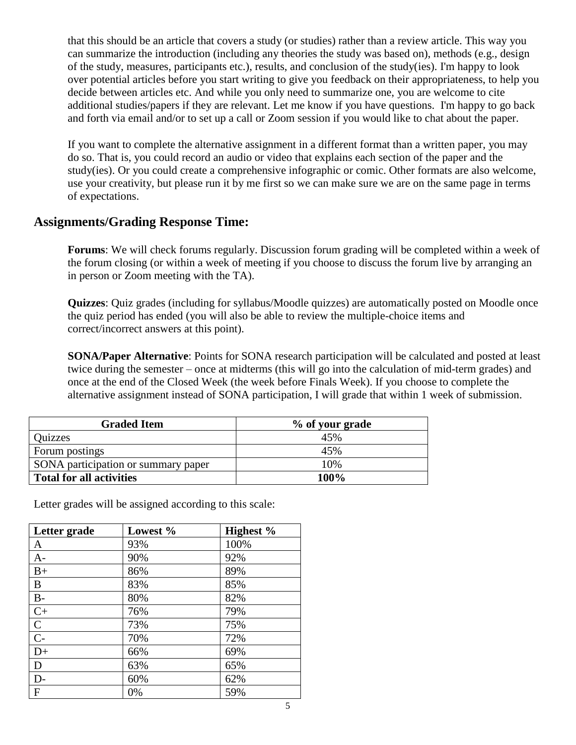that this should be an article that covers a study (or studies) rather than a review article. This way you can summarize the introduction (including any theories the study was based on), methods (e.g., design of the study, measures, participants etc.), results, and conclusion of the study(ies). I'm happy to look over potential articles before you start writing to give you feedback on their appropriateness, to help you decide between articles etc. And while you only need to summarize one, you are welcome to cite additional studies/papers if they are relevant. Let me know if you have questions. I'm happy to go back and forth via email and/or to set up a call or Zoom session if you would like to chat about the paper.

If you want to complete the alternative assignment in a different format than a written paper, you may do so. That is, you could record an audio or video that explains each section of the paper and the study(ies). Or you could create a comprehensive infographic or comic. Other formats are also welcome, use your creativity, but please run it by me first so we can make sure we are on the same page in terms of expectations.

## Assignments/Grading Response Time:

**Forums**: We will check forums regularly. Discussion forum grading will be completed within a week of the forum closing (or within a week of meeting if you choose to discuss the forum live by arranging an in person or Zoom meeting with the TA).

**Quizzes**: Quiz grades (including for syllabus/Moodle quizzes) are automatically posted on Moodle once the quiz period has ended (you will also be able to review the multiple-choice items and correct/incorrect answers at this point).

**SONA/Paper Alternative**: Points for SONA research participation will be calculated and posted at least twice during the semester – once at midterms (this will go into the calculation of mid-term grades) and once at the end of the Closed Week (the week before Finals Week). If you choose to complete the alternative assignment instead of SONA participation, I will grade that within 1 week of submission.

| Graded Item | % of your grade |
|---|---|
| Quizzes | 45% |
| Forum postings | 45% |
| SONA participation or summary paper | 10% |
| **Total for all activities** | **100%** |

Letter grades will be assigned according to this scale:

| Letter grade | Lowest % | Highest % |
|---|---|---|
| A | 93% | 100% |
| A- | 90% | 92% |
| B+ | 86% | 89% |
| B | 83% | 85% |
| B- | 80% | 82% |
| C+ | 76% | 79% |
| C | 73% | 75% |
| C- | 70% | 72% |
| D+ | 66% | 69% |
| D | 63% | 65% |
| D- | 60% | 62% |
| F | 0% | 59% |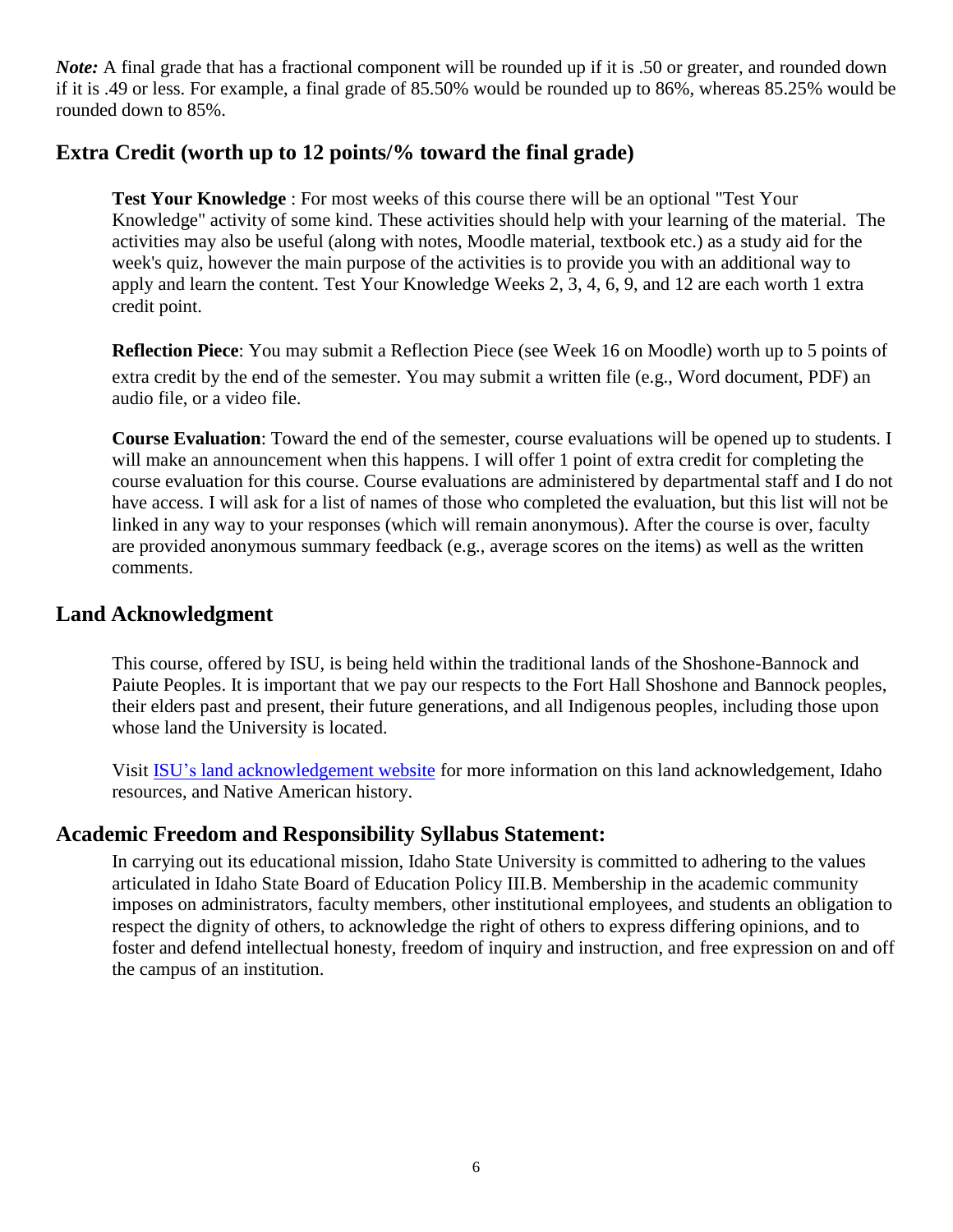*Note:* A final grade that has a fractional component will be rounded up if it is .50 or greater, and rounded down if it is .49 or less. For example, a final grade of 85.50% would be rounded up to 86%, whereas 85.25% would be rounded down to 85%.

## Extra Credit (worth up to 12 points/% toward the final grade)

**Test Your Knowledge** : For most weeks of this course there will be an optional "Test Your Knowledge" activity of some kind. These activities should help with your learning of the material. The activities may also be useful (along with notes, Moodle material, textbook etc.) as a study aid for the week's quiz, however the main purpose of the activities is to provide you with an additional way to apply and learn the content. Test Your Knowledge Weeks 2, 3, 4, 6, 9, and 12 are each worth 1 extra credit point.

**Reflection Piece**: You may submit a Reflection Piece (see Week 16 on Moodle) worth up to 5 points of extra credit by the end of the semester. You may submit a written file (e.g., Word document, PDF) an audio file, or a video file.

**Course Evaluation**: Toward the end of the semester, course evaluations will be opened up to students. I will make an announcement when this happens. I will offer 1 point of extra credit for completing the course evaluation for this course. Course evaluations are administered by departmental staff and I do not have access. I will ask for a list of names of those who completed the evaluation, but this list will not be linked in any way to your responses (which will remain anonymous). After the course is over, faculty are provided anonymous summary feedback (e.g., average scores on the items) as well as the written comments.

## Land Acknowledgment

This course, offered by ISU, is being held within the traditional lands of the Shoshone-Bannock and Paiute Peoples. It is important that we pay our respects to the Fort Hall Shoshone and Bannock peoples, their elders past and present, their future generations, and all Indigenous peoples, including those upon whose land the University is located.

Visit ISU's land acknowledgement website for more information on this land acknowledgement, Idaho resources, and Native American history.

## Academic Freedom and Responsibility Syllabus Statement:

In carrying out its educational mission, Idaho State University is committed to adhering to the values articulated in Idaho State Board of Education Policy III.B. Membership in the academic community imposes on administrators, faculty members, other institutional employees, and students an obligation to respect the dignity of others, to acknowledge the right of others to express differing opinions, and to foster and defend intellectual honesty, freedom of inquiry and instruction, and free expression on and off the campus of an institution.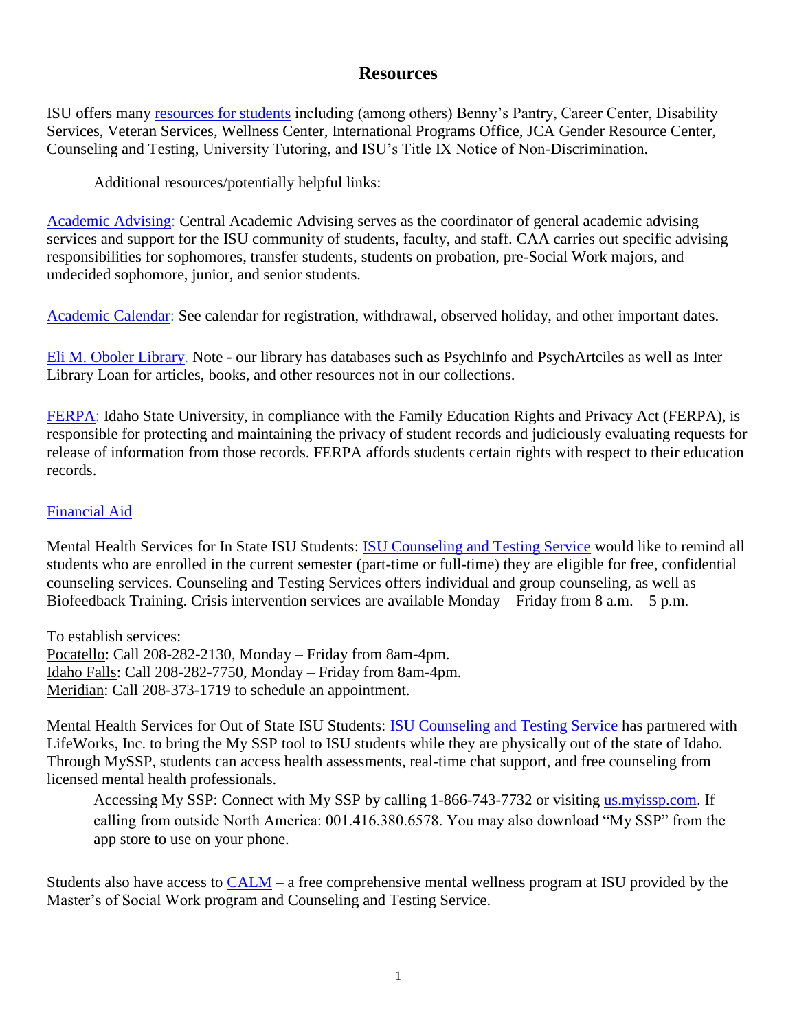# Resources

ISU offers many resources for students including (among others) Benny's Pantry, Career Center, Disability Services, Veteran Services, Wellness Center, International Programs Office, JCA Gender Resource Center, Counseling and Testing, University Tutoring, and ISU's Title IX Notice of Non-Discrimination.

Additional resources/potentially helpful links:

Academic Advising: Central Academic Advising serves as the coordinator of general academic advising services and support for the ISU community of students, faculty, and staff. CAA carries out specific advising responsibilities for sophomores, transfer students, students on probation, pre-Social Work majors, and undecided sophomore, junior, and senior students.

Academic Calendar: See calendar for registration, withdrawal, observed holiday, and other important dates.

Eli M. Oboler Library. Note - our library has databases such as PsychInfo and PsychArtciles as well as Inter Library Loan for articles, books, and other resources not in our collections.

FERPA: Idaho State University, in compliance with the Family Education Rights and Privacy Act (FERPA), is responsible for protecting and maintaining the privacy of student records and judiciously evaluating requests for release of information from those records. FERPA affords students certain rights with respect to their education records.

Financial Aid

Mental Health Services for In State ISU Students: ISU Counseling and Testing Service would like to remind all students who are enrolled in the current semester (part-time or full-time) they are eligible for free, confidential counseling services. Counseling and Testing Services offers individual and group counseling, as well as Biofeedback Training. Crisis intervention services are available Monday – Friday from 8 a.m. – 5 p.m.

To establish services:
Pocatello: Call 208-282-2130, Monday – Friday from 8am-4pm.
Idaho Falls: Call 208-282-7750, Monday – Friday from 8am-4pm.
Meridian: Call 208-373-1719 to schedule an appointment.

Mental Health Services for Out of State ISU Students: ISU Counseling and Testing Service has partnered with LifeWorks, Inc. to bring the My SSP tool to ISU students while they are physically out of the state of Idaho. Through MySSP, students can access health assessments, real-time chat support, and free counseling from licensed mental health professionals.

> Accessing My SSP: Connect with My SSP by calling 1-866-743-7732 or visiting us.myissp.com. If calling from outside North America: 001.416.380.6578. You may also download "My SSP" from the app store to use on your phone.

Students also have access to CALM – a free comprehensive mental wellness program at ISU provided by the Master's of Social Work program and Counseling and Testing Service.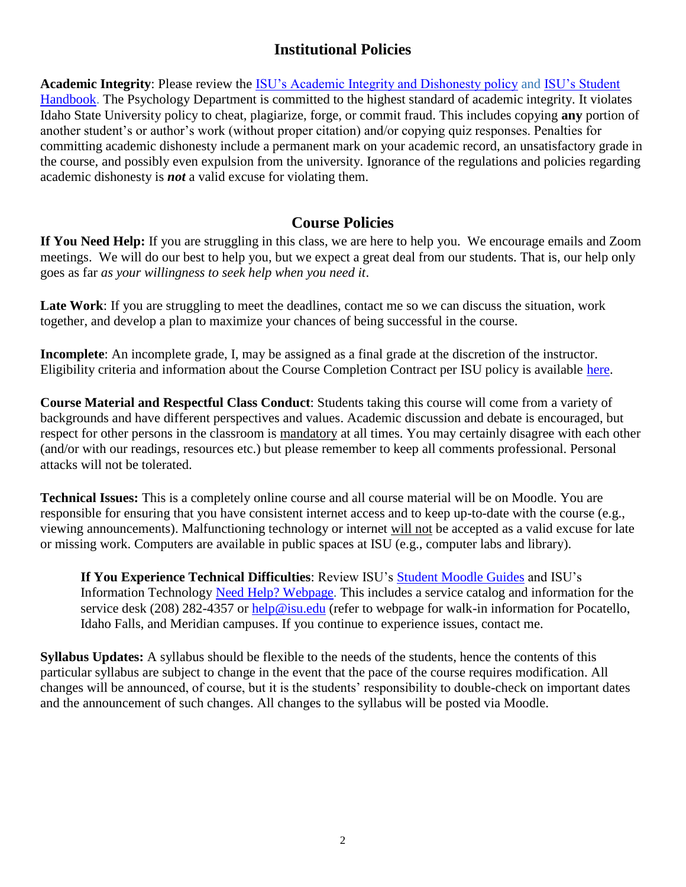## Institutional Policies

**Academic Integrity**: Please review the ISU's Academic Integrity and Dishonesty policy and ISU's Student Handbook. The Psychology Department is committed to the highest standard of academic integrity. It violates Idaho State University policy to cheat, plagiarize, forge, or commit fraud. This includes copying **any** portion of another student's or author's work (without proper citation) and/or copying quiz responses. Penalties for committing academic dishonesty include a permanent mark on your academic record, an unsatisfactory grade in the course, and possibly even expulsion from the university. Ignorance of the regulations and policies regarding academic dishonesty is ***not*** a valid excuse for violating them.

## Course Policies

**If You Need Help:** If you are struggling in this class, we are here to help you. We encourage emails and Zoom meetings. We will do our best to help you, but we expect a great deal from our students. That is, our help only goes as far *as your willingness to seek help when you need it*.

**Late Work**: If you are struggling to meet the deadlines, contact me so we can discuss the situation, work together, and develop a plan to maximize your chances of being successful in the course.

**Incomplete**: An incomplete grade, I, may be assigned as a final grade at the discretion of the instructor. Eligibility criteria and information about the Course Completion Contract per ISU policy is available here.

**Course Material and Respectful Class Conduct**: Students taking this course will come from a variety of backgrounds and have different perspectives and values. Academic discussion and debate is encouraged, but respect for other persons in the classroom is mandatory at all times. You may certainly disagree with each other (and/or with our readings, resources etc.) but please remember to keep all comments professional. Personal attacks will not be tolerated.

**Technical Issues:** This is a completely online course and all course material will be on Moodle. You are responsible for ensuring that you have consistent internet access and to keep up-to-date with the course (e.g., viewing announcements). Malfunctioning technology or internet will not be accepted as a valid excuse for late or missing work. Computers are available in public spaces at ISU (e.g., computer labs and library).

> **If You Experience Technical Difficulties**: Review ISU's Student Moodle Guides and ISU's Information Technology Need Help? Webpage. This includes a service catalog and information for the service desk (208) 282-4357 or help@isu.edu (refer to webpage for walk-in information for Pocatello, Idaho Falls, and Meridian campuses. If you continue to experience issues, contact me.

**Syllabus Updates:** A syllabus should be flexible to the needs of the students, hence the contents of this particular syllabus are subject to change in the event that the pace of the course requires modification. All changes will be announced, of course, but it is the students' responsibility to double-check on important dates and the announcement of such changes. All changes to the syllabus will be posted via Moodle.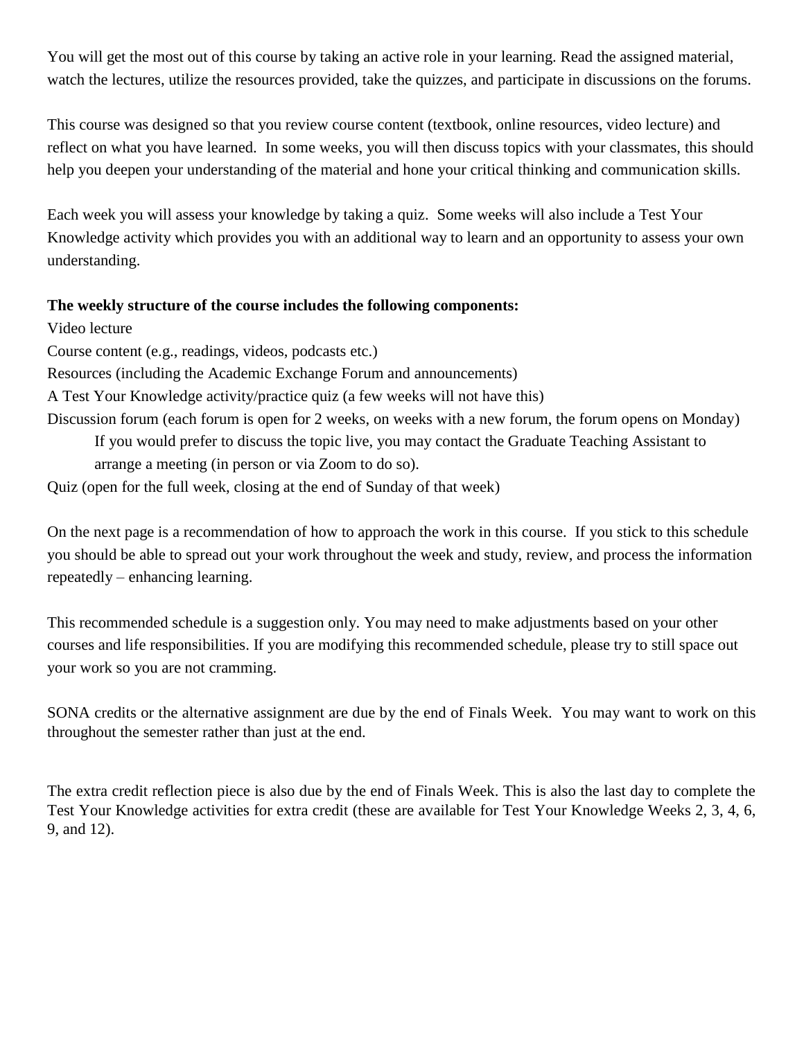You will get the most out of this course by taking an active role in your learning. Read the assigned material, watch the lectures, utilize the resources provided, take the quizzes, and participate in discussions on the forums.

This course was designed so that you review course content (textbook, online resources, video lecture) and reflect on what you have learned. In some weeks, you will then discuss topics with your classmates, this should help you deepen your understanding of the material and hone your critical thinking and communication skills.

Each week you will assess your knowledge by taking a quiz. Some weeks will also include a Test Your Knowledge activity which provides you with an additional way to learn and an opportunity to assess your own understanding.

**The weekly structure of the course includes the following components:**

Video lecture
Course content (e.g., readings, videos, podcasts etc.)
Resources (including the Academic Exchange Forum and announcements)
A Test Your Knowledge activity/practice quiz (a few weeks will not have this)
Discussion forum (each forum is open for 2 weeks, on weeks with a new forum, the forum opens on Monday)

> If you would prefer to discuss the topic live, you may contact the Graduate Teaching Assistant to arrange a meeting (in person or via Zoom to do so).

Quiz (open for the full week, closing at the end of Sunday of that week)

On the next page is a recommendation of how to approach the work in this course. If you stick to this schedule you should be able to spread out your work throughout the week and study, review, and process the information repeatedly – enhancing learning.

This recommended schedule is a suggestion only. You may need to make adjustments based on your other courses and life responsibilities. If you are modifying this recommended schedule, please try to still space out your work so you are not cramming.

SONA credits or the alternative assignment are due by the end of Finals Week. You may want to work on this throughout the semester rather than just at the end.

The extra credit reflection piece is also due by the end of Finals Week. This is also the last day to complete the Test Your Knowledge activities for extra credit (these are available for Test Your Knowledge Weeks 2, 3, 4, 6, 9, and 12).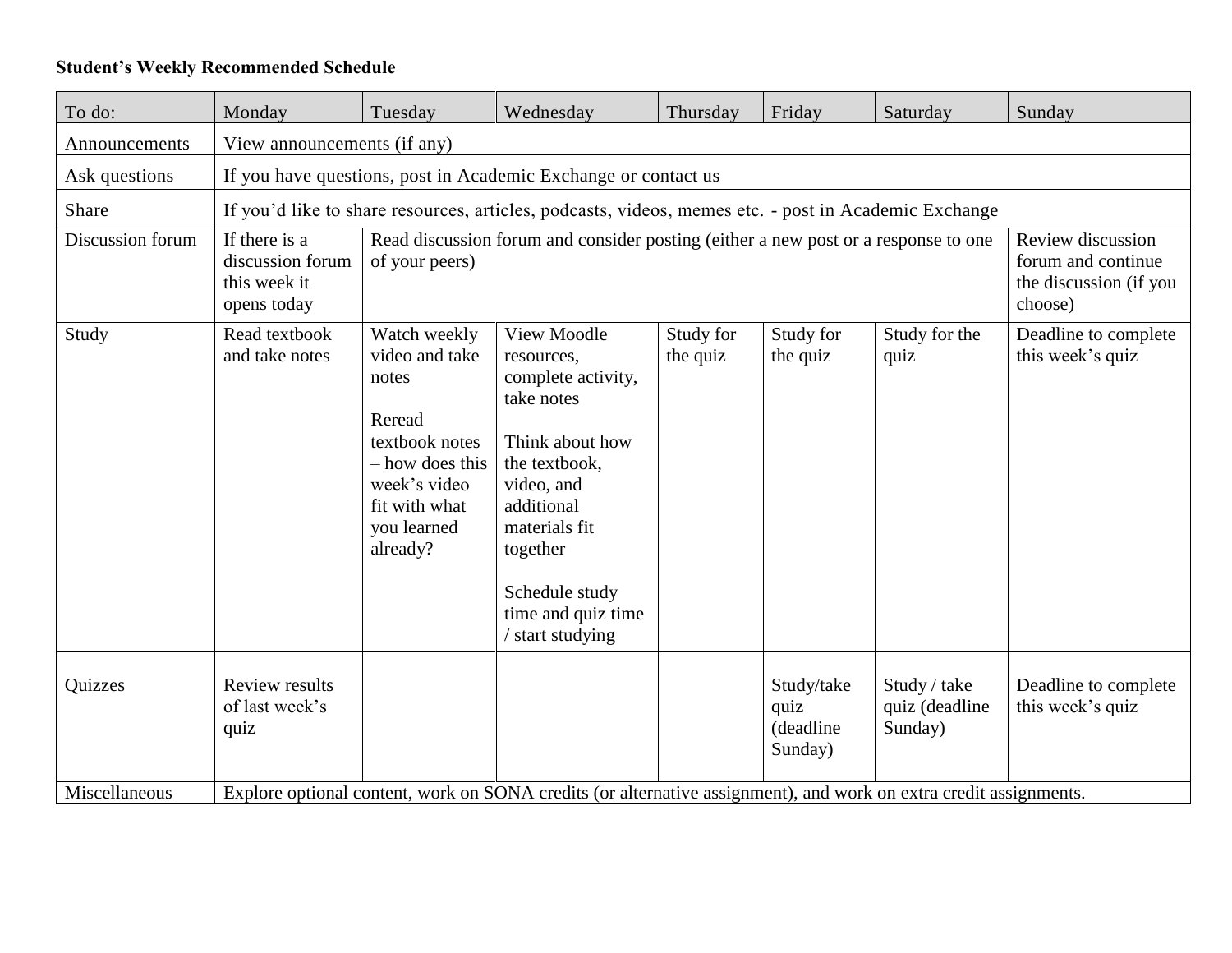**Student's Weekly Recommended Schedule**

| To do: | Monday | Tuesday | Wednesday | Thursday | Friday | Saturday | Sunday |
|---|---|---|---|---|---|---|---|
| Announcements | View announcements (if any) | | | | | | |
| Ask questions | If you have questions, post in Academic Exchange or contact us | | | | | | |
| Share | If you'd like to share resources, articles, podcasts, videos, memes etc. - post in Academic Exchange | | | | | | |
| Discussion forum | If there is a discussion forum this week it opens today | Read discussion forum and consider posting (either a new post or a response to one of your peers) | | | | | Review discussion forum and continue the discussion (if you choose) |
| Study | Read textbook and take notes | Watch weekly video and take notes<br><br>Reread textbook notes – how does this week's video fit with what you learned already? | View Moodle resources, complete activity, take notes<br><br>Think about how the textbook, video, and additional materials fit together<br><br>Schedule study time and quiz time / start studying | Study for the quiz | Study for the quiz | Study for the quiz | Deadline to complete this week's quiz |
| Quizzes | Review results of last week's quiz | | | | Study/take quiz (deadline Sunday) | Study / take quiz (deadline Sunday) | Deadline to complete this week's quiz |
| Miscellaneous | Explore optional content, work on SONA credits (or alternative assignment), and work on extra credit assignments. | | | | | | |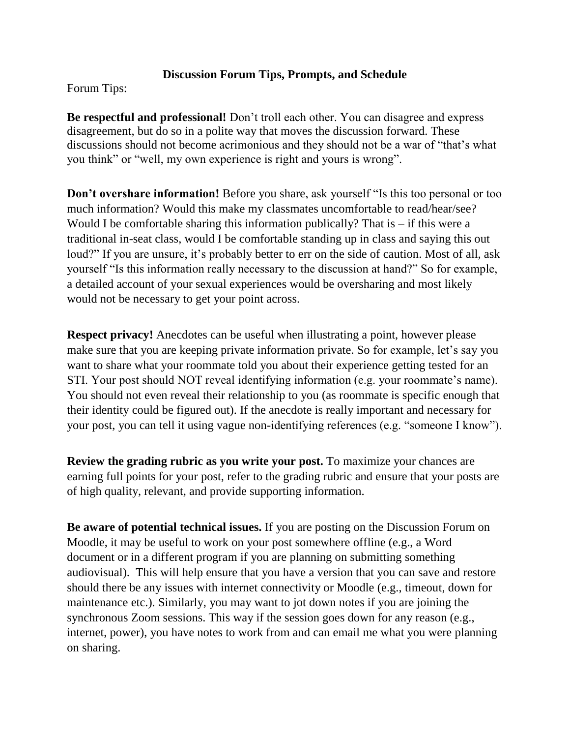## Discussion Forum Tips, Prompts, and Schedule

Forum Tips:

**Be respectful and professional!** Don't troll each other. You can disagree and express disagreement, but do so in a polite way that moves the discussion forward. These discussions should not become acrimonious and they should not be a war of "that's what you think" or "well, my own experience is right and yours is wrong".

**Don't overshare information!** Before you share, ask yourself "Is this too personal or too much information? Would this make my classmates uncomfortable to read/hear/see? Would I be comfortable sharing this information publically? That is – if this were a traditional in-seat class, would I be comfortable standing up in class and saying this out loud?" If you are unsure, it's probably better to err on the side of caution. Most of all, ask yourself "Is this information really necessary to the discussion at hand?" So for example, a detailed account of your sexual experiences would be oversharing and most likely would not be necessary to get your point across.

**Respect privacy!** Anecdotes can be useful when illustrating a point, however please make sure that you are keeping private information private. So for example, let's say you want to share what your roommate told you about their experience getting tested for an STI. Your post should NOT reveal identifying information (e.g. your roommate's name). You should not even reveal their relationship to you (as roommate is specific enough that their identity could be figured out). If the anecdote is really important and necessary for your post, you can tell it using vague non-identifying references (e.g. "someone I know").

**Review the grading rubric as you write your post.** To maximize your chances are earning full points for your post, refer to the grading rubric and ensure that your posts are of high quality, relevant, and provide supporting information.

**Be aware of potential technical issues.** If you are posting on the Discussion Forum on Moodle, it may be useful to work on your post somewhere offline (e.g., a Word document or in a different program if you are planning on submitting something audiovisual). This will help ensure that you have a version that you can save and restore should there be any issues with internet connectivity or Moodle (e.g., timeout, down for maintenance etc.). Similarly, you may want to jot down notes if you are joining the synchronous Zoom sessions. This way if the session goes down for any reason (e.g., internet, power), you have notes to work from and can email me what you were planning on sharing.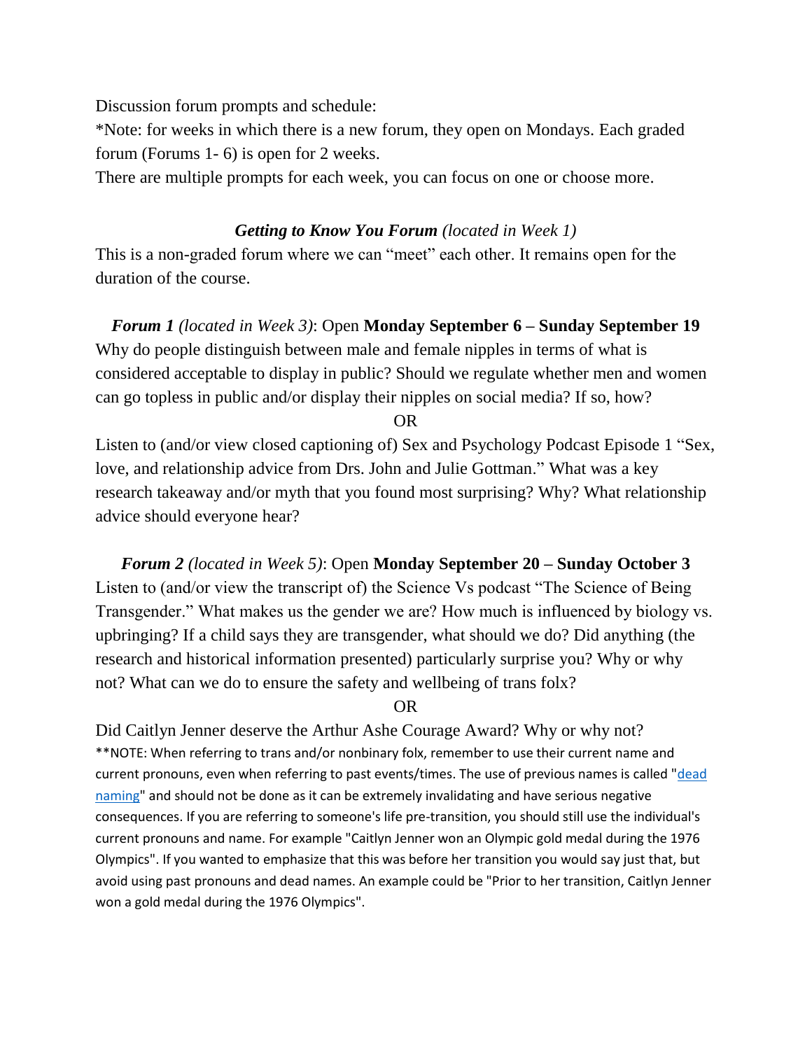Discussion forum prompts and schedule:

*Note: for weeks in which there is a new forum, they open on Mondays. Each graded forum (Forums 1- 6) is open for 2 weeks.

There are multiple prompts for each week, you can focus on one or choose more.

***Getting to Know You Forum*** *(located in Week 1)*

This is a non-graded forum where we can "meet" each other. It remains open for the duration of the course.

***Forum 1*** *(located in Week 3)*: Open **Monday September 6 – Sunday September 19**

Why do people distinguish between male and female nipples in terms of what is considered acceptable to display in public? Should we regulate whether men and women can go topless in public and/or display their nipples on social media? If so, how?

OR

Listen to (and/or view closed captioning of) Sex and Psychology Podcast Episode 1 "Sex, love, and relationship advice from Drs. John and Julie Gottman." What was a key research takeaway and/or myth that you found most surprising? Why? What relationship advice should everyone hear?

***Forum 2*** *(located in Week 5)*: Open **Monday September 20 – Sunday October 3**

Listen to (and/or view the transcript of) the Science Vs podcast "The Science of Being Transgender." What makes us the gender we are? How much is influenced by biology vs. upbringing? If a child says they are transgender, what should we do? Did anything (the research and historical information presented) particularly surprise you? Why or why not? What can we do to ensure the safety and wellbeing of trans folx?

OR

Did Caitlyn Jenner deserve the Arthur Ashe Courage Award? Why or why not?

**NOTE: When referring to trans and/or nonbinary folx, remember to use their current name and current pronouns, even when referring to past events/times. The use of previous names is called "dead naming" and should not be done as it can be extremely invalidating and have serious negative consequences. If you are referring to someone's life pre-transition, you should still use the individual's current pronouns and name. For example "Caitlyn Jenner won an Olympic gold medal during the 1976 Olympics". If you wanted to emphasize that this was before her transition you would say just that, but avoid using past pronouns and dead names. An example could be "Prior to her transition, Caitlyn Jenner won a gold medal during the 1976 Olympics".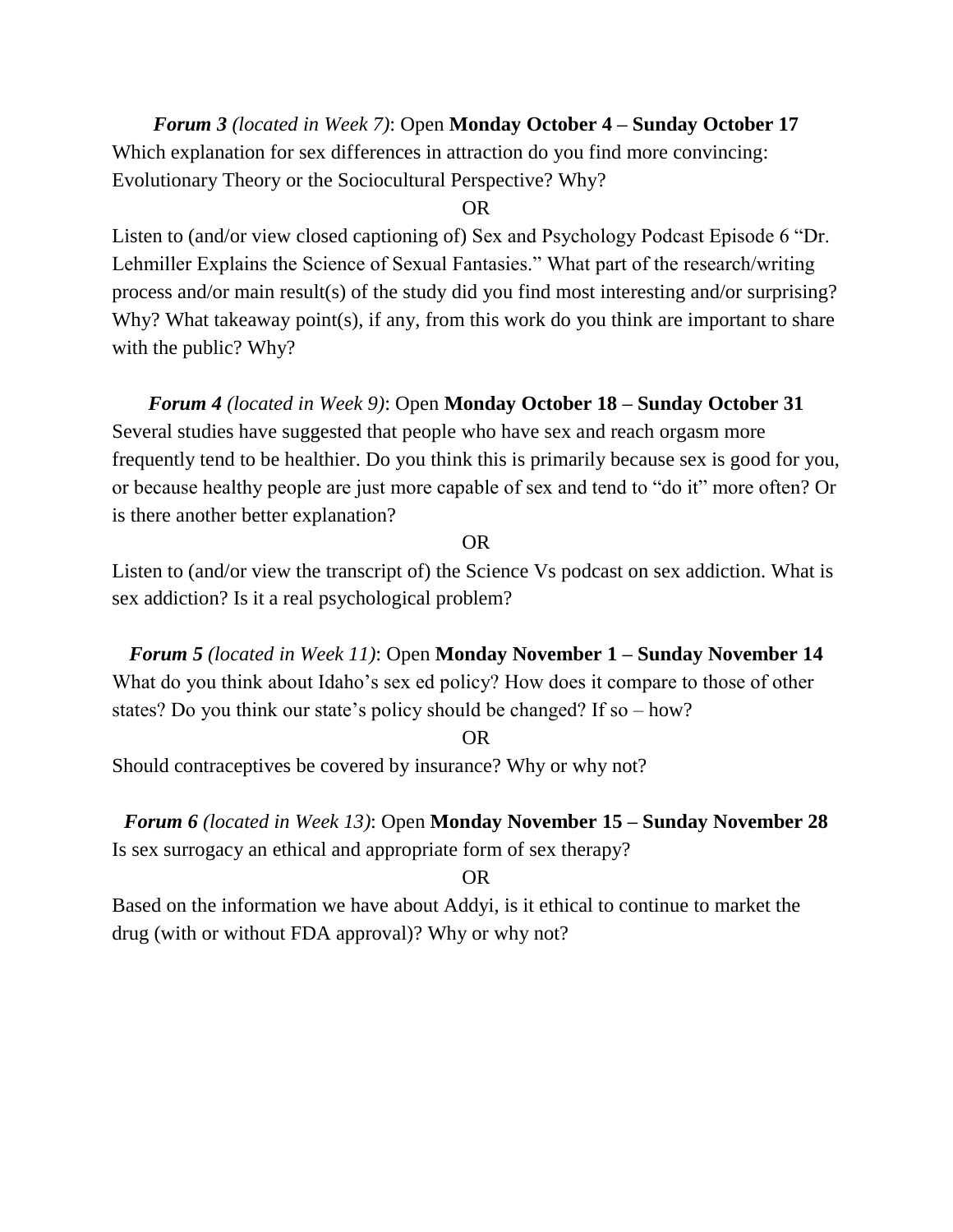***Forum 3*** *(located in Week 7)*: Open **Monday October 4 – Sunday October 17**
Which explanation for sex differences in attraction do you find more convincing: Evolutionary Theory or the Sociocultural Perspective? Why?

OR

Listen to (and/or view closed captioning of) Sex and Psychology Podcast Episode 6 "Dr. Lehmiller Explains the Science of Sexual Fantasies." What part of the research/writing process and/or main result(s) of the study did you find most interesting and/or surprising? Why? What takeaway point(s), if any, from this work do you think are important to share with the public? Why?

***Forum 4*** *(located in Week 9)*: Open **Monday October 18 – Sunday October 31**
Several studies have suggested that people who have sex and reach orgasm more frequently tend to be healthier. Do you think this is primarily because sex is good for you, or because healthy people are just more capable of sex and tend to "do it" more often? Or is there another better explanation?

OR

Listen to (and/or view the transcript of) the Science Vs podcast on sex addiction. What is sex addiction? Is it a real psychological problem?

***Forum 5*** *(located in Week 11)*: Open **Monday November 1 – Sunday November 14**
What do you think about Idaho's sex ed policy? How does it compare to those of other states? Do you think our state's policy should be changed? If so – how?

OR

Should contraceptives be covered by insurance? Why or why not?

***Forum 6*** *(located in Week 13)*: Open **Monday November 15 – Sunday November 28**
Is sex surrogacy an ethical and appropriate form of sex therapy?

OR

Based on the information we have about Addyi, is it ethical to continue to market the drug (with or without FDA approval)? Why or why not?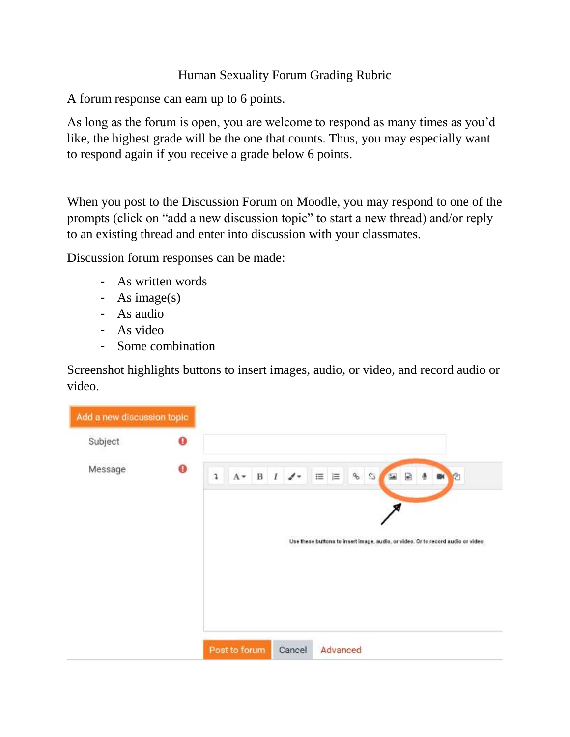# Human Sexuality Forum Grading Rubric

A forum response can earn up to 6 points.

As long as the forum is open, you are welcome to respond as many times as you'd like, the highest grade will be the one that counts. Thus, you may especially want to respond again if you receive a grade below 6 points.

When you post to the Discussion Forum on Moodle, you may respond to one of the prompts (click on "add a new discussion topic" to start a new thread) and/or reply to an existing thread and enter into discussion with your classmates.

Discussion forum responses can be made:

- As written words
- As image(s)
- As audio
- As video
- Some combination

Screenshot highlights buttons to insert images, audio, or video, and record audio or video.

Add a new discussion topic

Subject

Message

Use these buttons to insert image, audio, or video. Or to record audio or video.

Post to forum | Cancel | Advanced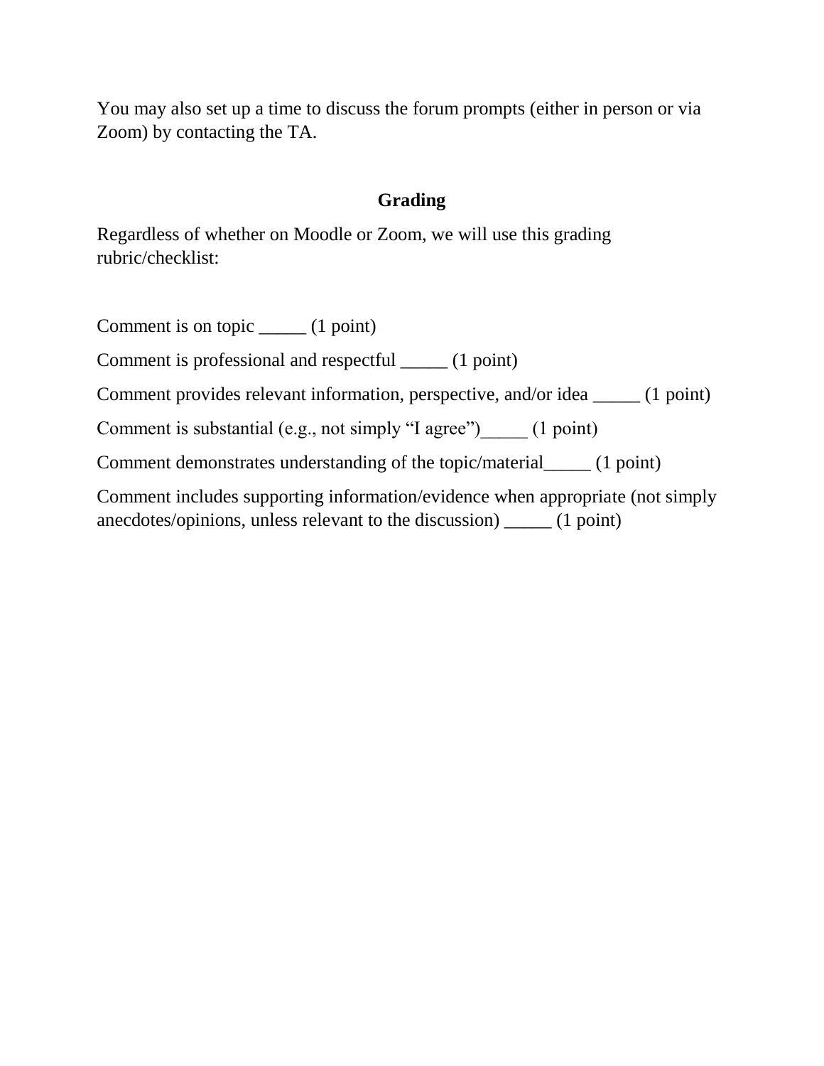You may also set up a time to discuss the forum prompts (either in person or via Zoom) by contacting the TA.

## Grading

Regardless of whether on Moodle or Zoom, we will use this grading rubric/checklist:

Comment is on topic _____ (1 point)

Comment is professional and respectful _____ (1 point)

Comment provides relevant information, perspective, and/or idea _____ (1 point)

Comment is substantial (e.g., not simply "I agree")_____ (1 point)

Comment demonstrates understanding of the topic/material_____ (1 point)

Comment includes supporting information/evidence when appropriate (not simply anecdotes/opinions, unless relevant to the discussion) _____ (1 point)